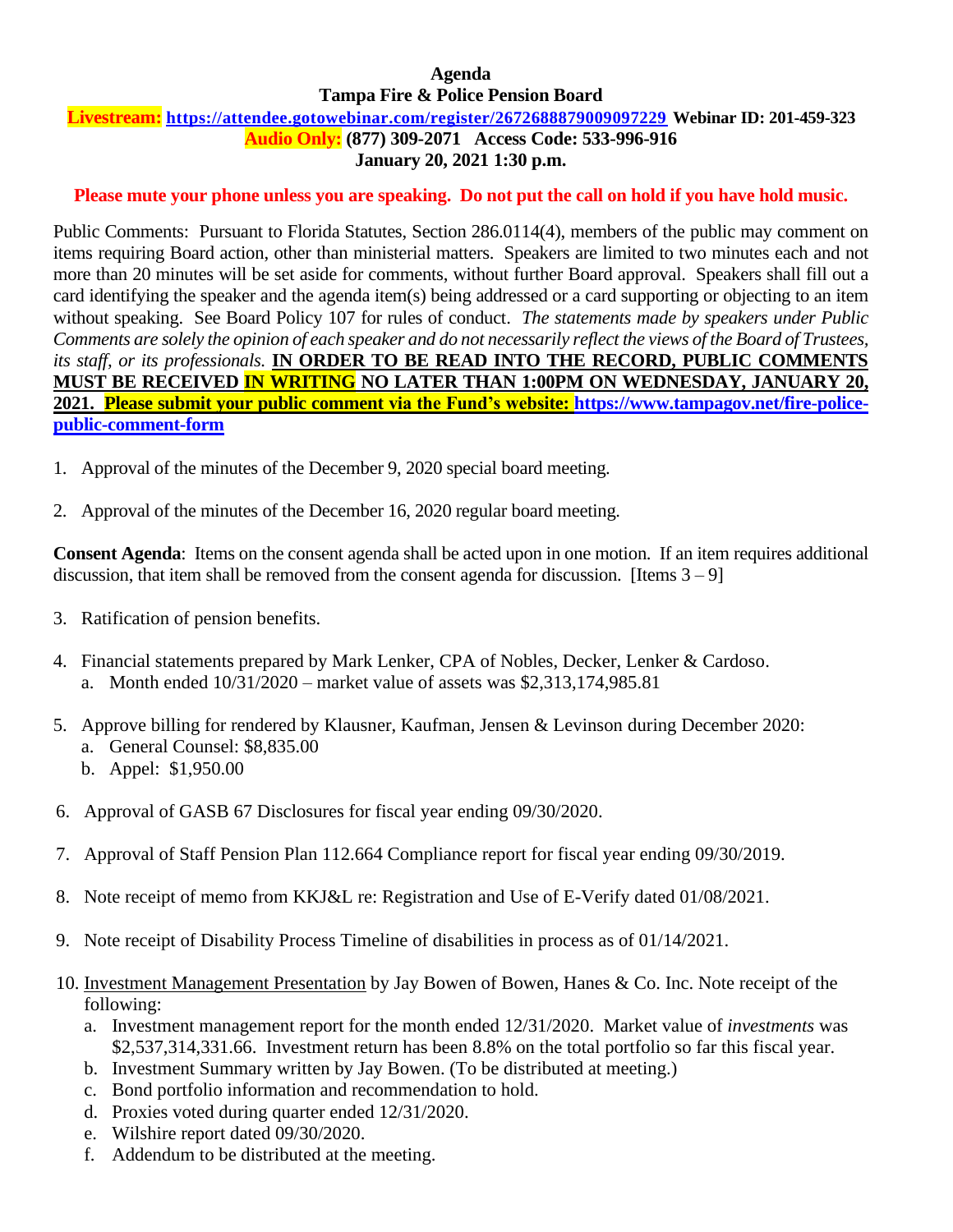**Agenda**

**Tampa Fire & Police Pension Board**

**Livestream: https://attendee.gotowebinar.com/register/2672688879009097229 Webinar ID: 201-459-323**

**Audio Only: (877) 309-2071 Access Code: 533-996-916**

**January 20, 2021 1:30 p.m.**

**Please mute your phone unless you are speaking. Do not put the call on hold if you have hold music.**

Public Comments: Pursuant to Florida Statutes, Section 286.0114(4), members of the public may comment on items requiring Board action, other than ministerial matters. Speakers are limited to two minutes each and not more than 20 minutes will be set aside for comments, without further Board approval. Speakers shall fill out a card identifying the speaker and the agenda item(s) being addressed or a card supporting or objecting to an item without speaking. See Board Policy 107 for rules of conduct. *The statements made by speakers under Public Comments are solely the opinion of each speaker and do not necessarily reflect the views of the Board of Trustees, its staff, or its professionals.* **IN ORDER TO BE READ INTO THE RECORD, PUBLIC COMMENTS MUST BE RECEIVED IN WRITING NO LATER THAN 1:00PM ON WEDNESDAY, JANUARY 20, 2021. Please submit your public comment via the Fund's website: https://www.tampagov.net/fire-police-public-comment-form**

1. Approval of the minutes of the December 9, 2020 special board meeting.

2. Approval of the minutes of the December 16, 2020 regular board meeting.

**Consent Agenda**: Items on the consent agenda shall be acted upon in one motion. If an item requires additional discussion, that item shall be removed from the consent agenda for discussion. [Items 3 – 9]

3. Ratification of pension benefits.

4. Financial statements prepared by Mark Lenker, CPA of Nobles, Decker, Lenker & Cardoso.
   a. Month ended 10/31/2020 – market value of assets was $2,313,174,985.81

5. Approve billing for rendered by Klausner, Kaufman, Jensen & Levinson during December 2020:
   a. General Counsel: $8,835.00
   b. Appel: $1,950.00

6. Approval of GASB 67 Disclosures for fiscal year ending 09/30/2020.

7. Approval of Staff Pension Plan 112.664 Compliance report for fiscal year ending 09/30/2019.

8. Note receipt of memo from KKJ&L re: Registration and Use of E-Verify dated 01/08/2021.

9. Note receipt of Disability Process Timeline of disabilities in process as of 01/14/2021.

10. Investment Management Presentation by Jay Bowen of Bowen, Hanes & Co. Inc. Note receipt of the following:
    a. Investment management report for the month ended 12/31/2020. Market value of *investments* was $2,537,314,331.66. Investment return has been 8.8% on the total portfolio so far this fiscal year.
    b. Investment Summary written by Jay Bowen. (To be distributed at meeting.)
    c. Bond portfolio information and recommendation to hold.
    d. Proxies voted during quarter ended 12/31/2020.
    e. Wilshire report dated 09/30/2020.
    f. Addendum to be distributed at the meeting.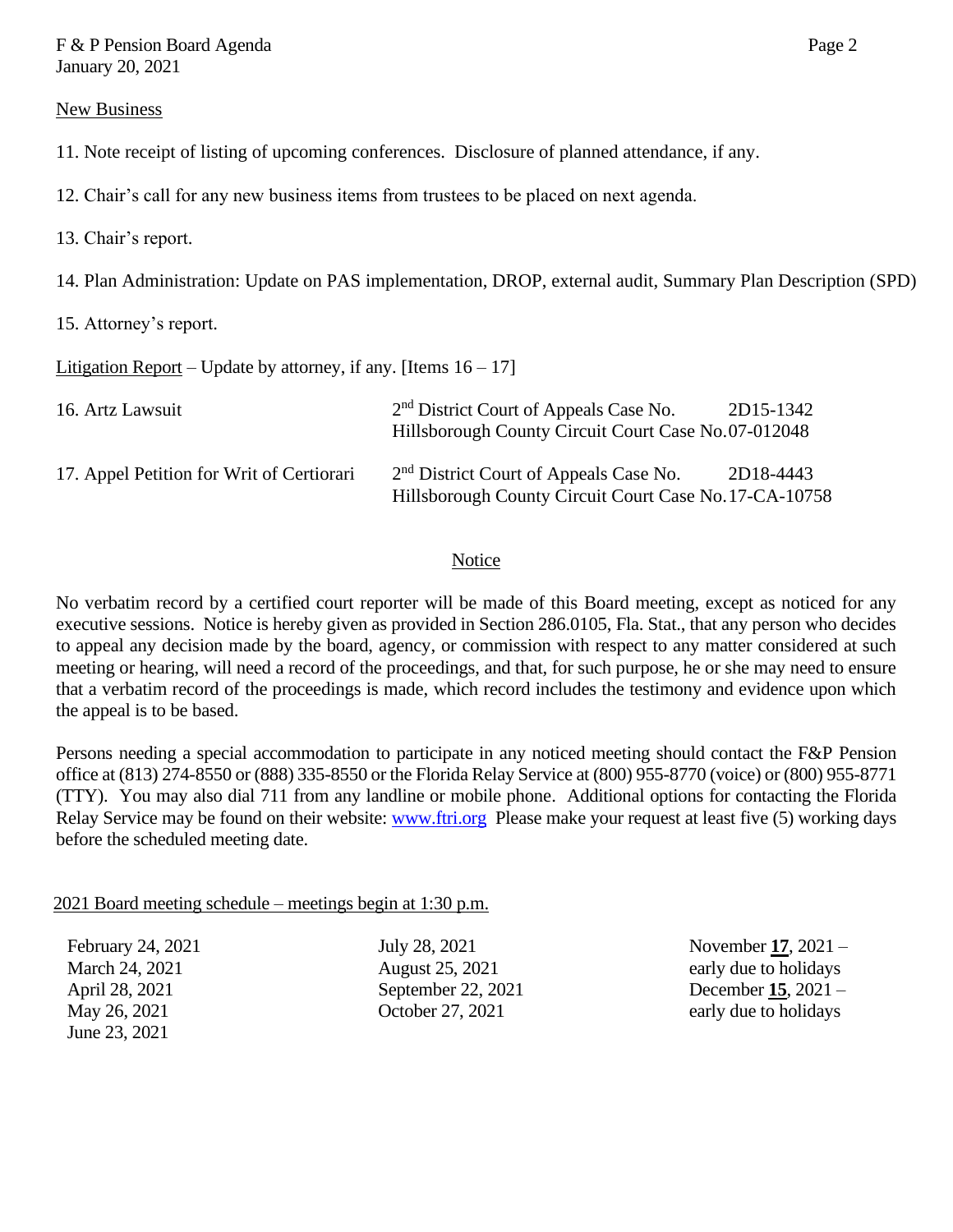New Business

11. Note receipt of listing of upcoming conferences. Disclosure of planned attendance, if any.

12. Chair's call for any new business items from trustees to be placed on next agenda.

13. Chair's report.

14. Plan Administration: Update on PAS implementation, DROP, external audit, Summary Plan Description (SPD)

15. Attorney's report.

Litigation Report – Update by attorney, if any. [Items 16 – 17]

| | | |
|---|---|---|
| 16. Artz Lawsuit | 2nd District Court of Appeals Case No. | 2D15-1342 |
| | Hillsborough County Circuit Court Case No. | 07-012048 |
| 17. Appel Petition for Writ of Certiorari | 2nd District Court of Appeals Case No. | 2D18-4443 |
| | Hillsborough County Circuit Court Case No. | 17-CA-10758 |

## Notice

No verbatim record by a certified court reporter will be made of this Board meeting, except as noticed for any executive sessions. Notice is hereby given as provided in Section 286.0105, Fla. Stat., that any person who decides to appeal any decision made by the board, agency, or commission with respect to any matter considered at such meeting or hearing, will need a record of the proceedings, and that, for such purpose, he or she may need to ensure that a verbatim record of the proceedings is made, which record includes the testimony and evidence upon which the appeal is to be based.

Persons needing a special accommodation to participate in any noticed meeting should contact the F&P Pension office at (813) 274-8550 or (888) 335-8550 or the Florida Relay Service at (800) 955-8770 (voice) or (800) 955-8771 (TTY). You may also dial 711 from any landline or mobile phone. Additional options for contacting the Florida Relay Service may be found on their website: www.ftri.org Please make your request at least five (5) working days before the scheduled meeting date.

2021 Board meeting schedule – meetings begin at 1:30 p.m.

February 24, 2021
March 24, 2021
April 28, 2021
May 26, 2021
June 23, 2021

July 28, 2021
August 25, 2021
September 22, 2021
October 27, 2021

November **17**, 2021 – early due to holidays
December **15**, 2021 – early due to holidays